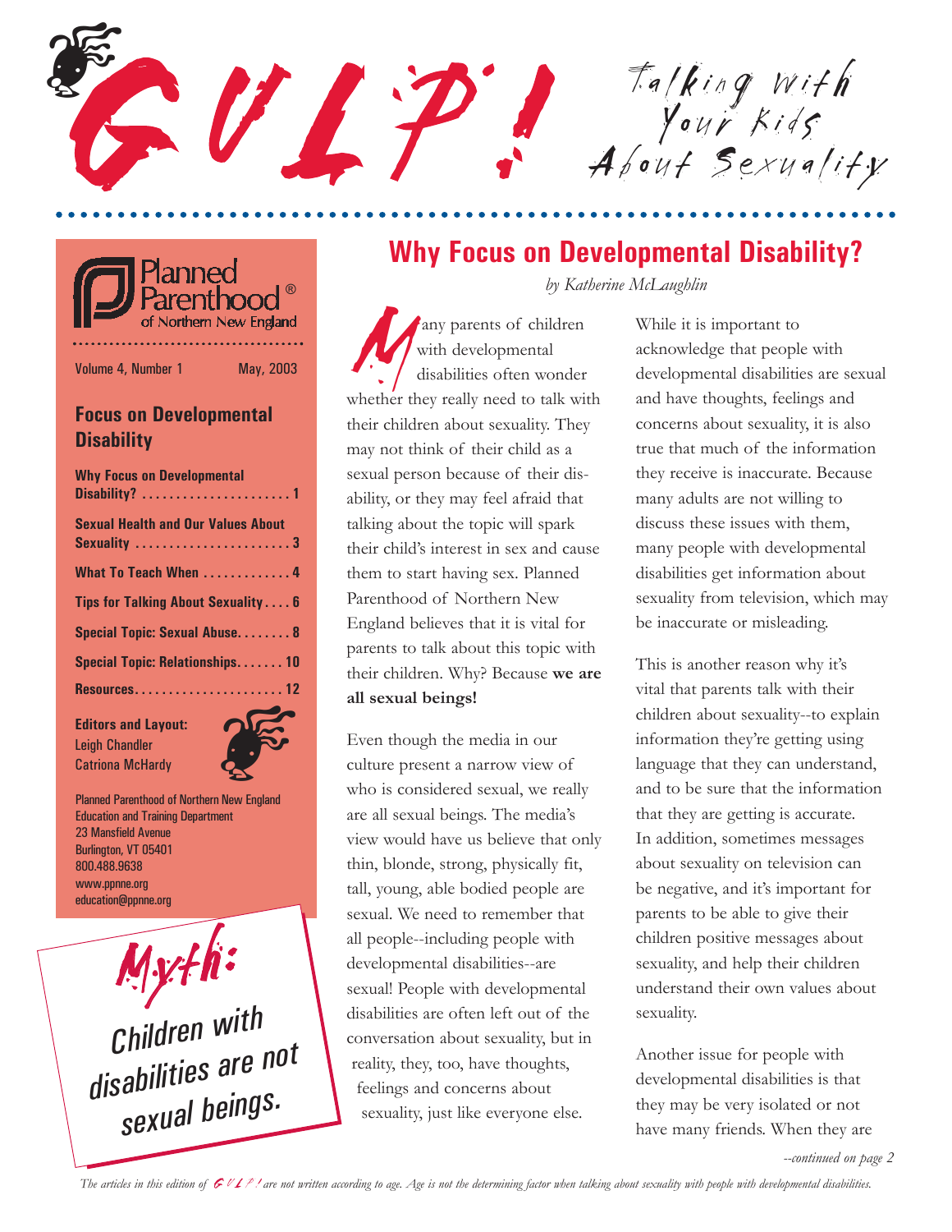# GULP! Talking with Your Kids About Sexuality

Planned Parenthood® of Northern New England

Volume 4, Number 1 May, 2003

## Focus on Developmental Disability

- Why Focus on Developmental Disability? ..... 1
- Sexual Health and Our Values About Sexuality ..... 3
- What To Teach When ..... 4
- Tips for Talking About Sexuality ..... 6
- Special Topic: Sexual Abuse ..... 8
- Special Topic: Relationships ..... 10
- Resources ..... 12

**Editors and Layout:**
Leigh Chandler
Catriona McHardy

Planned Parenthood of Northern New England
Education and Training Department
23 Mansfield Avenue
Burlington, VT 05401
800.488.9638
www.ppnne.org
education@ppnne.org

**Myth:** Children with disabilities are not sexual beings.

## Why Focus on Developmental Disability?

*by Katherine McLaughlin*

Many parents of children with developmental disabilities often wonder whether they really need to talk with their children about sexuality. They may not think of their child as a sexual person because of their disability, or they may feel afraid that talking about the topic will spark their child's interest in sex and cause them to start having sex. Planned Parenthood of Northern New England believes that it is vital for parents to talk about this topic with their children. Why? Because **we are all sexual beings!**

Even though the media in our culture present a narrow view of who is considered sexual, we really are all sexual beings. The media's view would have us believe that only thin, blonde, strong, physically fit, tall, young, able bodied people are sexual. We need to remember that all people--including people with developmental disabilities--are sexual! People with developmental disabilities are often left out of the conversation about sexuality, but in reality, they, too, have thoughts, feelings and concerns about sexuality, just like everyone else.

While it is important to acknowledge that people with developmental disabilities are sexual and have thoughts, feelings and concerns about sexuality, it is also true that much of the information they receive is inaccurate. Because many adults are not willing to discuss these issues with them, many people with developmental disabilities get information about sexuality from television, which may be inaccurate or misleading.

This is another reason why it's vital that parents talk with their children about sexuality--to explain information they're getting using language that they can understand, and to be sure that the information that they are getting is accurate. In addition, sometimes messages about sexuality on television can be negative, and it's important for parents to be able to give their children positive messages about sexuality, and help their children understand their own values about sexuality.

Another issue for people with developmental disabilities is that they may be very isolated or not have many friends. When they are

*--continued on page 2*

*The articles in this edition of GULP! are not written according to age. Age is not the determining factor when talking about sexuality with people with developmental disabilities.*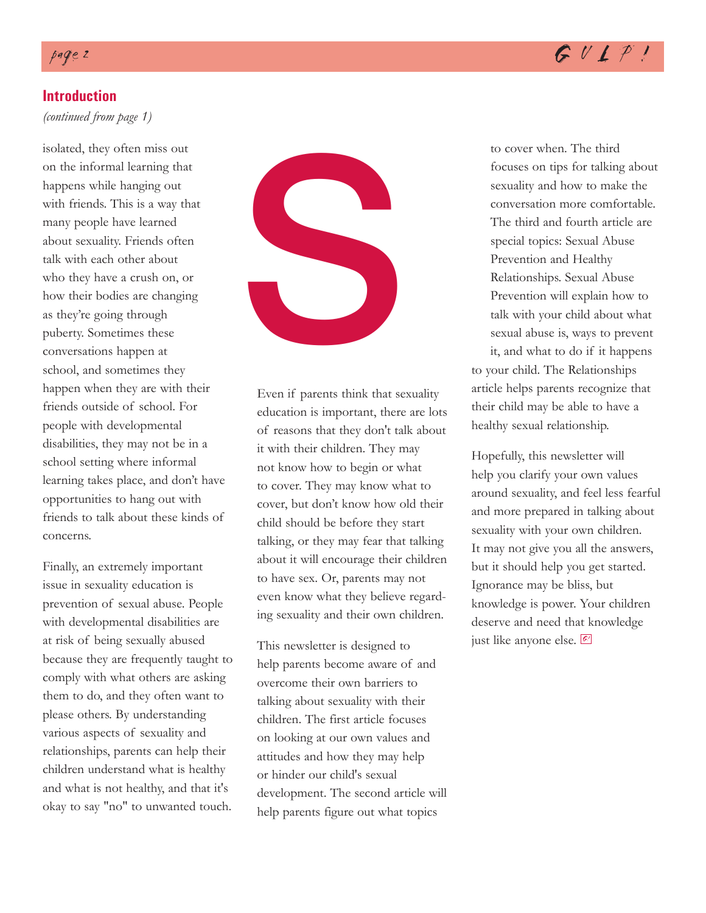## Introduction

*(continued from page 1)*

isolated, they often miss out on the informal learning that happens while hanging out with friends. This is a way that many people have learned about sexuality. Friends often talk with each other about who they have a crush on, or how their bodies are changing as they're going through puberty. Sometimes these conversations happen at school, and sometimes they happen when they are with their friends outside of school. For people with developmental disabilities, they may not be in a school setting where informal learning takes place, and don't have opportunities to hang out with friends to talk about these kinds of concerns.

Finally, an extremely important issue in sexuality education is prevention of sexual abuse. People with developmental disabilities are at risk of being sexually abused because they are frequently taught to comply with what others are asking them to do, and they often want to please others. By understanding various aspects of sexuality and relationships, parents can help their children understand what is healthy and what is not healthy, and that it's okay to say "no" to unwanted touch.

Even if parents think that sexuality education is important, there are lots of reasons that they don't talk about it with their children. They may not know how to begin or what to cover. They may know what to cover, but don't know how old their child should be before they start talking, or they may fear that talking about it will encourage their children to have sex. Or, parents may not even know what they believe regarding sexuality and their own children.

This newsletter is designed to help parents become aware of and overcome their own barriers to talking about sexuality with their children. The first article focuses on looking at our own values and attitudes and how they may help or hinder our child's sexual development. The second article will help parents figure out what topics to cover when. The third focuses on tips for talking about sexuality and how to make the conversation more comfortable. The third and fourth article are special topics: Sexual Abuse Prevention and Healthy Relationships. Sexual Abuse Prevention will explain how to talk with your child about what sexual abuse is, ways to prevent it, and what to do if it happens to your child. The Relationships article helps parents recognize that their child may be able to have a healthy sexual relationship.

Hopefully, this newsletter will help you clarify your own values around sexuality, and feel less fearful and more prepared in talking about sexuality with your own children. It may not give you all the answers, but it should help you get started. Ignorance may be bliss, but knowledge is power. Your children deserve and need that knowledge just like anyone else.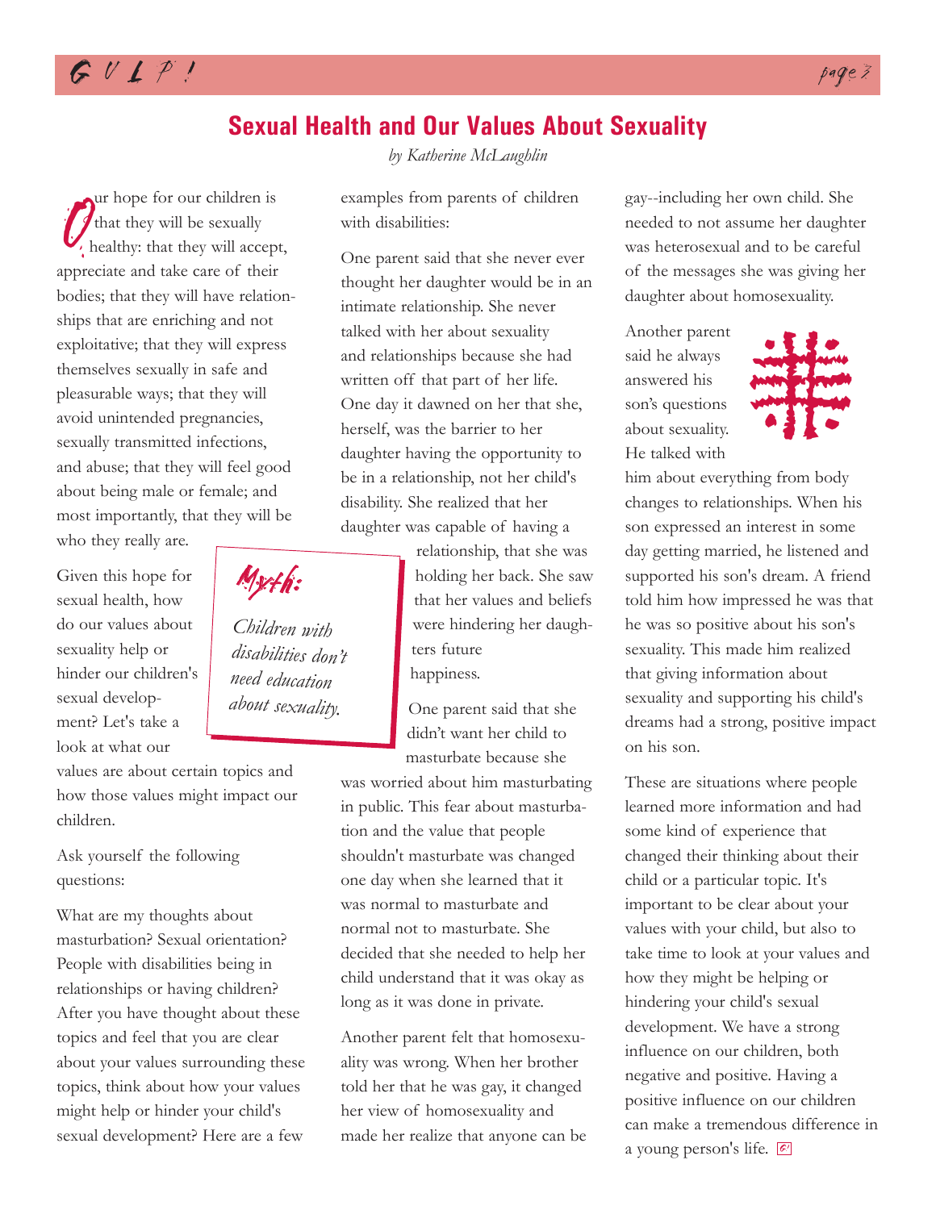## Sexual Health and Our Values About Sexuality

*by Katherine McLaughlin*

Our hope for our children is that they will be sexually healthy: that they will accept, appreciate and take care of their bodies; that they will have relationships that are enriching and not exploitative; that they will express themselves sexually in safe and pleasurable ways; that they will avoid unintended pregnancies, sexually transmitted infections, and abuse; that they will feel good about being male or female; and most importantly, that they will be who they really are.

Given this hope for sexual health, how do our values about sexuality help or hinder our children's sexual development? Let's take a look at what our values are about certain topics and how those values might impact our children.

> **Myth:**
>
> *Children with disabilities don't need education about sexuality.*

Ask yourself the following questions:

What are my thoughts about masturbation? Sexual orientation? People with disabilities being in relationships or having children? After you have thought about these topics and feel that you are clear about your values surrounding these topics, think about how your values might help or hinder your child's sexual development? Here are a few examples from parents of children with disabilities:

One parent said that she never ever thought her daughter would be in an intimate relationship. She never talked with her about sexuality and relationships because she had written off that part of her life. One day it dawned on her that she, herself, was the barrier to her daughter having the opportunity to be in a relationship, not her child's disability. She realized that her daughter was capable of having a relationship, that she was holding her back. She saw that her values and beliefs were hindering her daughters future happiness.

One parent said that she didn't want her child to masturbate because she was worried about him masturbating in public. This fear about masturbation and the value that people shouldn't masturbate was changed one day when she learned that it was normal to masturbate and normal not to masturbate. She decided that she needed to help her child understand that it was okay as long as it was done in private.

Another parent felt that homosexuality was wrong. When her brother told her that he was gay, it changed her view of homosexuality and made her realize that anyone can be gay--including her own child. She needed to not assume her daughter was heterosexual and to be careful of the messages she was giving her daughter about homosexuality.

Another parent said he always answered his son's questions about sexuality. He talked with him about everything from body changes to relationships. When his son expressed an interest in some day getting married, he listened and supported his son's dream. A friend told him how impressed he was that he was so positive about his son's sexuality. This made him realized that giving information about sexuality and supporting his child's dreams had a strong, positive impact on his son.

These are situations where people learned more information and had some kind of experience that changed their thinking about their child or a particular topic. It's important to be clear about your values with your child, but also to take time to look at your values and how they might be helping or hindering your child's sexual development. We have a strong influence on our children, both negative and positive. Having a positive influence on our children can make a tremendous difference in a young person's life.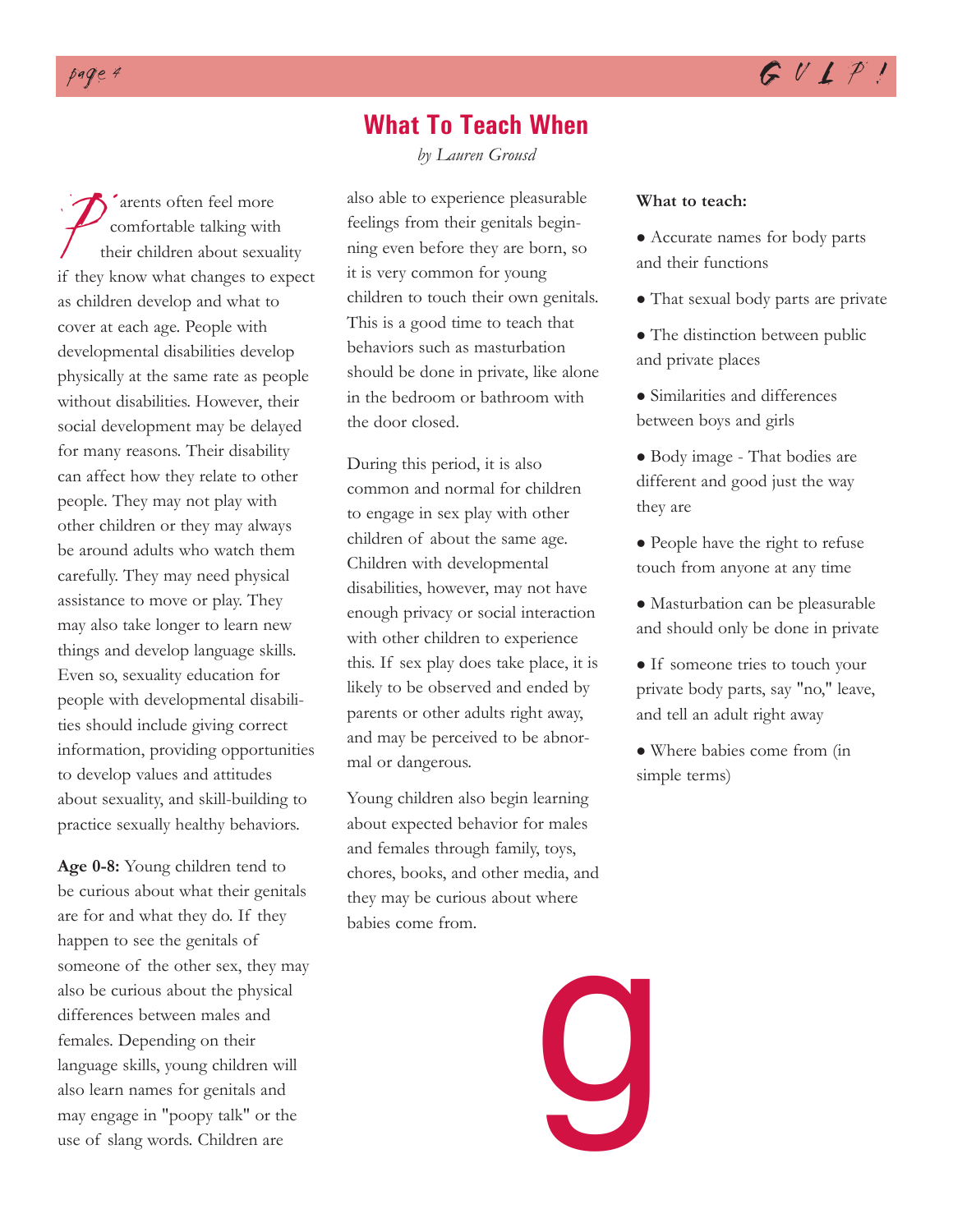# What To Teach When

*by Lauren Grousd*

Parents often feel more comfortable talking with their children about sexuality if they know what changes to expect as children develop and what to cover at each age. People with developmental disabilities develop physically at the same rate as people without disabilities. However, their social development may be delayed for many reasons. Their disability can affect how they relate to other people. They may not play with other children or they may always be around adults who watch them carefully. They may need physical assistance to move or play. They may also take longer to learn new things and develop language skills. Even so, sexuality education for people with developmental disabilities should include giving correct information, providing opportunities to develop values and attitudes about sexuality, and skill-building to practice sexually healthy behaviors.

**Age 0-8:** Young children tend to be curious about what their genitals are for and what they do. If they happen to see the genitals of someone of the other sex, they may also be curious about the physical differences between males and females. Depending on their language skills, young children will also learn names for genitals and may engage in "poopy talk" or the use of slang words. Children are also able to experience pleasurable feelings from their genitals beginning even before they are born, so it is very common for young children to touch their own genitals. This is a good time to teach that behaviors such as masturbation should be done in private, like alone in the bedroom or bathroom with the door closed.

During this period, it is also common and normal for children to engage in sex play with other children of about the same age. Children with developmental disabilities, however, may not have enough privacy or social interaction with other children to experience this. If sex play does take place, it is likely to be observed and ended by parents or other adults right away, and may be perceived to be abnormal or dangerous.

Young children also begin learning about expected behavior for males and females through family, toys, chores, books, and other media, and they may be curious about where babies come from.

**What to teach:**

- Accurate names for body parts and their functions
- That sexual body parts are private
- The distinction between public and private places
- Similarities and differences between boys and girls
- Body image - That bodies are different and good just the way they are
- People have the right to refuse touch from anyone at any time
- Masturbation can be pleasurable and should only be done in private
- If someone tries to touch your private body parts, say "no," leave, and tell an adult right away
- Where babies come from (in simple terms)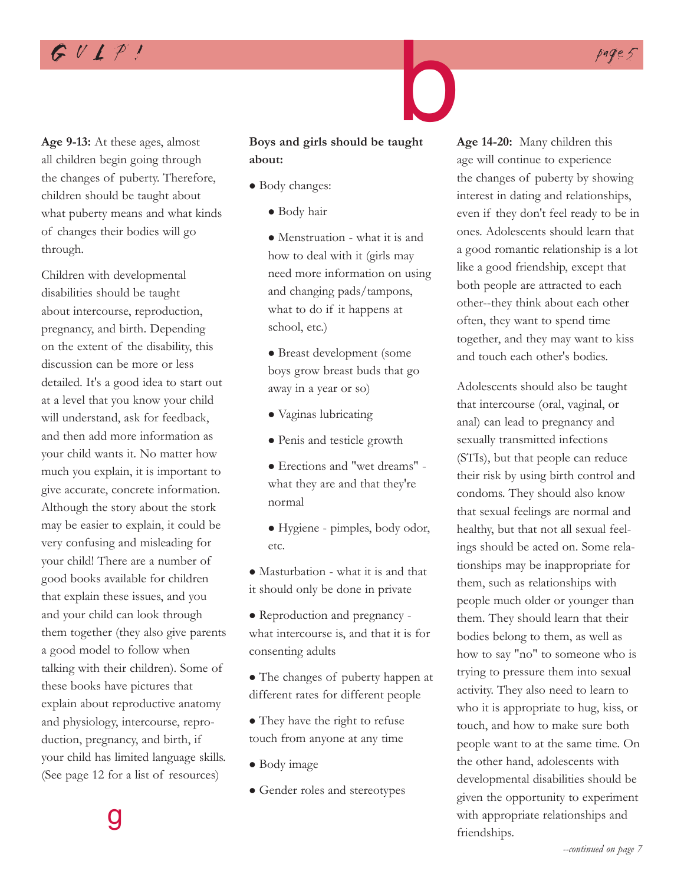**Age 9-13:** At these ages, almost all children begin going through the changes of puberty. Therefore, children should be taught about what puberty means and what kinds of changes their bodies will go through.

Children with developmental disabilities should be taught about intercourse, reproduction, pregnancy, and birth. Depending on the extent of the disability, this discussion can be more or less detailed. It's a good idea to start out at a level that you know your child will understand, ask for feedback, and then add more information as your child wants it. No matter how much you explain, it is important to give accurate, concrete information. Although the story about the stork may be easier to explain, it could be very confusing and misleading for your child! There are a number of good books available for children that explain these issues, and you and your child can look through them together (they also give parents a good model to follow when talking with their children). Some of these books have pictures that explain about reproductive anatomy and physiology, intercourse, reproduction, pregnancy, and birth, if your child has limited language skills. (See page 12 for a list of resources)

**Boys and girls should be taught about:**

- Body changes:
  - Body hair
  - Menstruation - what it is and how to deal with it (girls may need more information on using and changing pads/tampons, what to do if it happens at school, etc.)
  - Breast development (some boys grow breast buds that go away in a year or so)
  - Vaginas lubricating
  - Penis and testicle growth
  - Erections and "wet dreams" - what they are and that they're normal
  - Hygiene - pimples, body odor, etc.
- Masturbation - what it is and that it should only be done in private
- Reproduction and pregnancy - what intercourse is, and that it is for consenting adults
- The changes of puberty happen at different rates for different people
- They have the right to refuse touch from anyone at any time
- Body image
- Gender roles and stereotypes

**Age 14-20:** Many children this age will continue to experience the changes of puberty by showing interest in dating and relationships, even if they don't feel ready to be in ones. Adolescents should learn that a good romantic relationship is a lot like a good friendship, except that both people are attracted to each other--they think about each other often, they want to spend time together, and they may want to kiss and touch each other's bodies.

Adolescents should also be taught that intercourse (oral, vaginal, or anal) can lead to pregnancy and sexually transmitted infections (STIs), but that people can reduce their risk by using birth control and condoms. They should also know that sexual feelings are normal and healthy, but that not all sexual feelings should be acted on. Some relationships may be inappropriate for them, such as relationships with people much older or younger than them. They should learn that their bodies belong to them, as well as how to say "no" to someone who is trying to pressure them into sexual activity. They also need to learn to who it is appropriate to hug, kiss, or touch, and how to make sure both people want to at the same time. On the other hand, adolescents with developmental disabilities should be given the opportunity to experiment with appropriate relationships and friendships.

*--continued on page 7*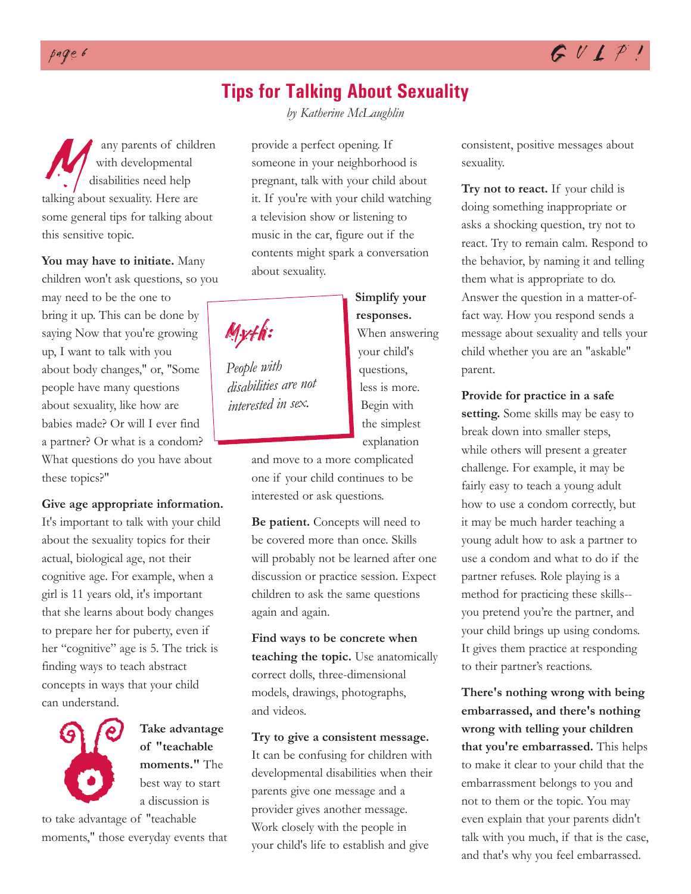# Tips for Talking About Sexuality

*by Katherine McLaughlin*

Many parents of children with developmental disabilities need help talking about sexuality. Here are some general tips for talking about this sensitive topic.

**You may have to initiate.** Many children won't ask questions, so you may need to be the one to bring it up. This can be done by saying Now that you're growing up, I want to talk with you about body changes," or, "Some people have many questions about sexuality, like how are babies made? Or will I ever find a partner? Or what is a condom? What questions do you have about these topics?"

**Give age appropriate information.** It's important to talk with your child about the sexuality topics for their actual, biological age, not their cognitive age. For example, when a girl is 11 years old, it's important that she learns about body changes to prepare her for puberty, even if her "cognitive" age is 5. The trick is finding ways to teach abstract concepts in ways that your child can understand.

**Take advantage of "teachable moments."** The best way to start a discussion is to take advantage of "teachable moments," those everyday events that provide a perfect opening. If someone in your neighborhood is pregnant, talk with your child about it. If you're with your child watching a television show or listening to music in the car, figure out if the contents might spark a conversation about sexuality.

> **Myth:**
>
> *People with disabilities are not interested in sex.*

**Simplify your responses.** When answering your child's questions, less is more. Begin with the simplest explanation and move to a more complicated one if your child continues to be interested or ask questions.

**Be patient.** Concepts will need to be covered more than once. Skills will probably not be learned after one discussion or practice session. Expect children to ask the same questions again and again.

**Find ways to be concrete when teaching the topic.** Use anatomically correct dolls, three-dimensional models, drawings, photographs, and videos.

**Try to give a consistent message.** It can be confusing for children with developmental disabilities when their parents give one message and a provider gives another message. Work closely with the people in your child's life to establish and give consistent, positive messages about sexuality.

**Try not to react.** If your child is doing something inappropriate or asks a shocking question, try not to react. Try to remain calm. Respond to the behavior, by naming it and telling them what is appropriate to do. Answer the question in a matter-of-fact way. How you respond sends a message about sexuality and tells your child whether you are an "askable" parent.

**Provide for practice in a safe setting.** Some skills may be easy to break down into smaller steps, while others will present a greater challenge. For example, it may be fairly easy to teach a young adult how to use a condom correctly, but it may be much harder teaching a young adult how to ask a partner to use a condom and what to do if the partner refuses. Role playing is a method for practicing these skills--you pretend you're the partner, and your child brings up using condoms. It gives them practice at responding to their partner's reactions.

**There's nothing wrong with being embarrassed, and there's nothing wrong with telling your children that you're embarrassed.** This helps to make it clear to your child that the embarrassment belongs to you and not to them or the topic. You may even explain that your parents didn't talk with you much, if that is the case, and that's why you feel embarrassed.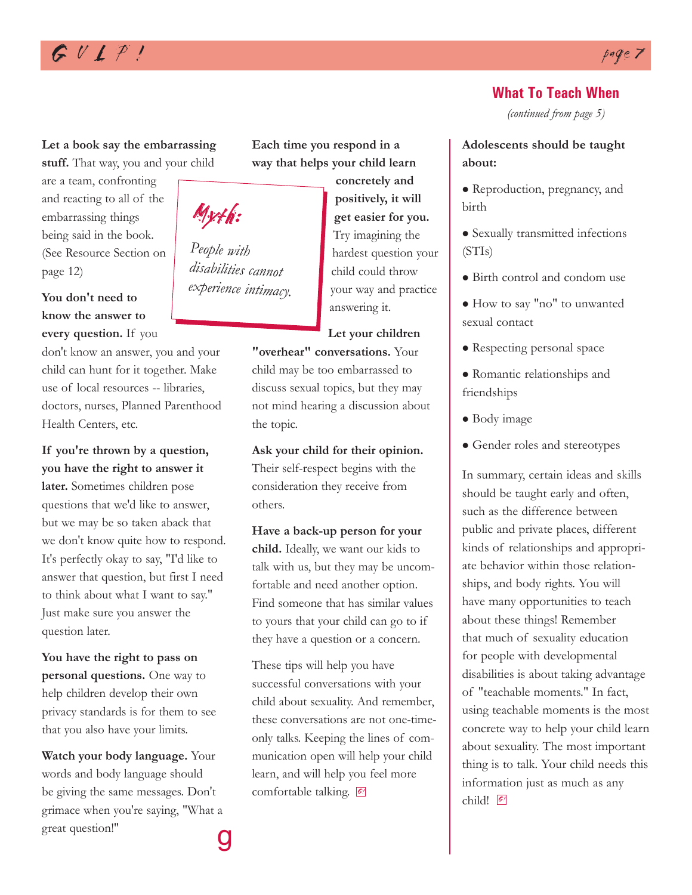**Let a book say the embarrassing stuff.** That way, you and your child are a team, confronting and reacting to all of the embarrassing things being said in the book. (See Resource Section on page 12)

**You don't need to know the answer to every question.** If you don't know an answer, you and your child can hunt for it together. Make use of local resources -- libraries, doctors, nurses, Planned Parenthood Health Centers, etc.

**If you're thrown by a question, you have the right to answer it later.** Sometimes children pose questions that we'd like to answer, but we may be so taken aback that we don't know quite how to respond. It's perfectly okay to say, "I'd like to answer that question, but first I need to think about what I want to say." Just make sure you answer the question later.

**You have the right to pass on personal questions.** One way to help children develop their own privacy standards is for them to see that you also have your limits.

**Watch your body language.** Your words and body language should be giving the same messages. Don't grimace when you're saying, "What a great question!"

*Myth:*

*People with disabilities cannot experience intimacy.*

**Each time you respond in a way that helps your child learn concretely and positively, it will get easier for you.** Try imagining the hardest question your child could throw your way and practice answering it.

**Let your children "overhear" conversations.** Your child may be too embarrassed to discuss sexual topics, but they may not mind hearing a discussion about the topic.

**Ask your child for their opinion.** Their self-respect begins with the consideration they receive from others.

**Have a back-up person for your child.** Ideally, we want our kids to talk with us, but they may be uncomfortable and need another option. Find someone that has similar values to yours that your child can go to if they have a question or a concern.

These tips will help you have successful conversations with your child about sexuality. And remember, these conversations are not one-time-only talks. Keeping the lines of communication open will help your child learn, and will help you feel more comfortable talking.

## What To Teach When

*(continued from page 5)*

**Adolescents should be taught about:**

- Reproduction, pregnancy, and birth
- Sexually transmitted infections (STIs)
- Birth control and condom use
- How to say "no" to unwanted sexual contact
- Respecting personal space
- Romantic relationships and friendships
- Body image
- Gender roles and stereotypes

In summary, certain ideas and skills should be taught early and often, such as the difference between public and private places, different kinds of relationships and appropriate behavior within those relationships, and body rights. You will have many opportunities to teach about these things! Remember that much of sexuality education for people with developmental disabilities is about taking advantage of "teachable moments." In fact, using teachable moments is the most concrete way to help your child learn about sexuality. The most important thing is to talk. Your child needs this information just as much as any child!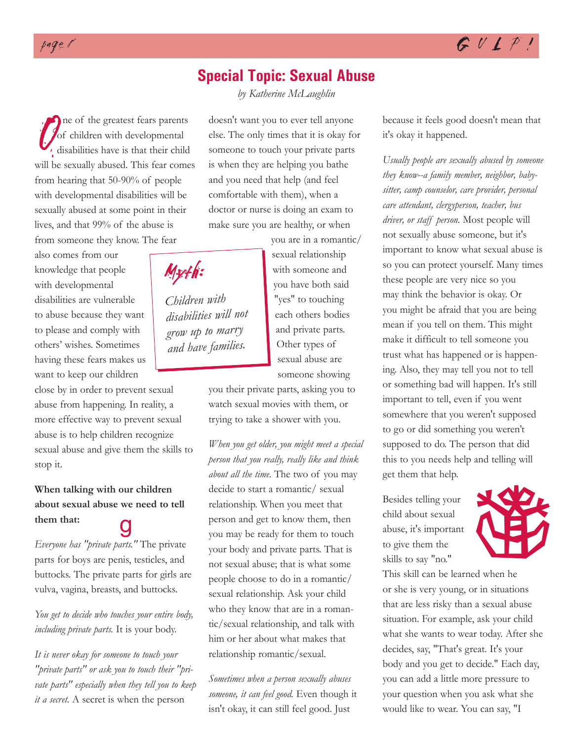## Special Topic: Sexual Abuse

*by Katherine McLaughlin*

One of the greatest fears parents of children with developmental disabilities have is that their child will be sexually abused. This fear comes from hearing that 50-90% of people with developmental disabilities will be sexually abused at some point in their lives, and that 99% of the abuse is from someone they know. The fear also comes from our knowledge that people with developmental disabilities are vulnerable to abuse because they want to please and comply with others' wishes. Sometimes having these fears makes us want to keep our children close by in order to prevent sexual abuse from happening. In reality, a more effective way to prevent sexual abuse is to help children recognize sexual abuse and give them the skills to stop it.

**When talking with our children about sexual abuse we need to tell them that:**

*Everyone has "private parts."* The private parts for boys are penis, testicles, and buttocks. The private parts for girls are vulva, vagina, breasts, and buttocks.

*You get to decide who touches your entire body, including private parts.* It is your body.

*It is never okay for someone to touch your "private parts" or ask you to touch their "private parts" especially when they tell you to keep it a secret.* A secret is when the person doesn't want you to ever tell anyone else. The only times that it is okay for someone to touch your private parts is when they are helping you bathe and you need that help (and feel comfortable with them), when a doctor or nurse is doing an exam to make sure you are healthy, or when you are in a romantic/ sexual relationship with someone and you have both said "yes" to touching each others bodies and private parts. Other types of sexual abuse are someone showing you their private parts, asking you to watch sexual movies with them, or trying to take a shower with you.

> **Myth:**
>
> *Children with disabilities will not grow up to marry and have families.*

*When you get older, you might meet a special person that you really, really like and think about all the time.* The two of you may decide to start a romantic/ sexual relationship. When you meet that person and get to know them, then you may be ready for them to touch your body and private parts. That is not sexual abuse; that is what some people choose to do in a romantic/ sexual relationship. Ask your child who they know that are in a romantic/sexual relationship, and talk with him or her about what makes that relationship romantic/sexual.

*Sometimes when a person sexually abuses someone, it can feel good.* Even though it isn't okay, it can still feel good. Just because it feels good doesn't mean that it's okay it happened.

*Usually people are sexually abused by someone they know--a family member, neighbor, babysitter, camp counselor, care provider, personal care attendant, clergyperson, teacher, bus driver, or staff person.* Most people will not sexually abuse someone, but it's important to know what sexual abuse is so you can protect yourself. Many times these people are very nice so you may think the behavior is okay. Or you might be afraid that you are being mean if you tell on them. This might make it difficult to tell someone you trust what has happened or is happening. Also, they may tell you not to tell or something bad will happen. It's still important to tell, even if you went somewhere that you weren't supposed to go or did something you weren't supposed to do. The person that did this to you needs help and telling will get them that help.

Besides telling your child about sexual abuse, it's important to give them the skills to say "no." This skill can be learned when he or she is very young, or in situations that are less risky than a sexual abuse situation. For example, ask your child what she wants to wear today. After she decides, say, "That's great. It's your body and you get to decide." Each day, you can add a little more pressure to your question when you ask what she would like to wear. You can say, "I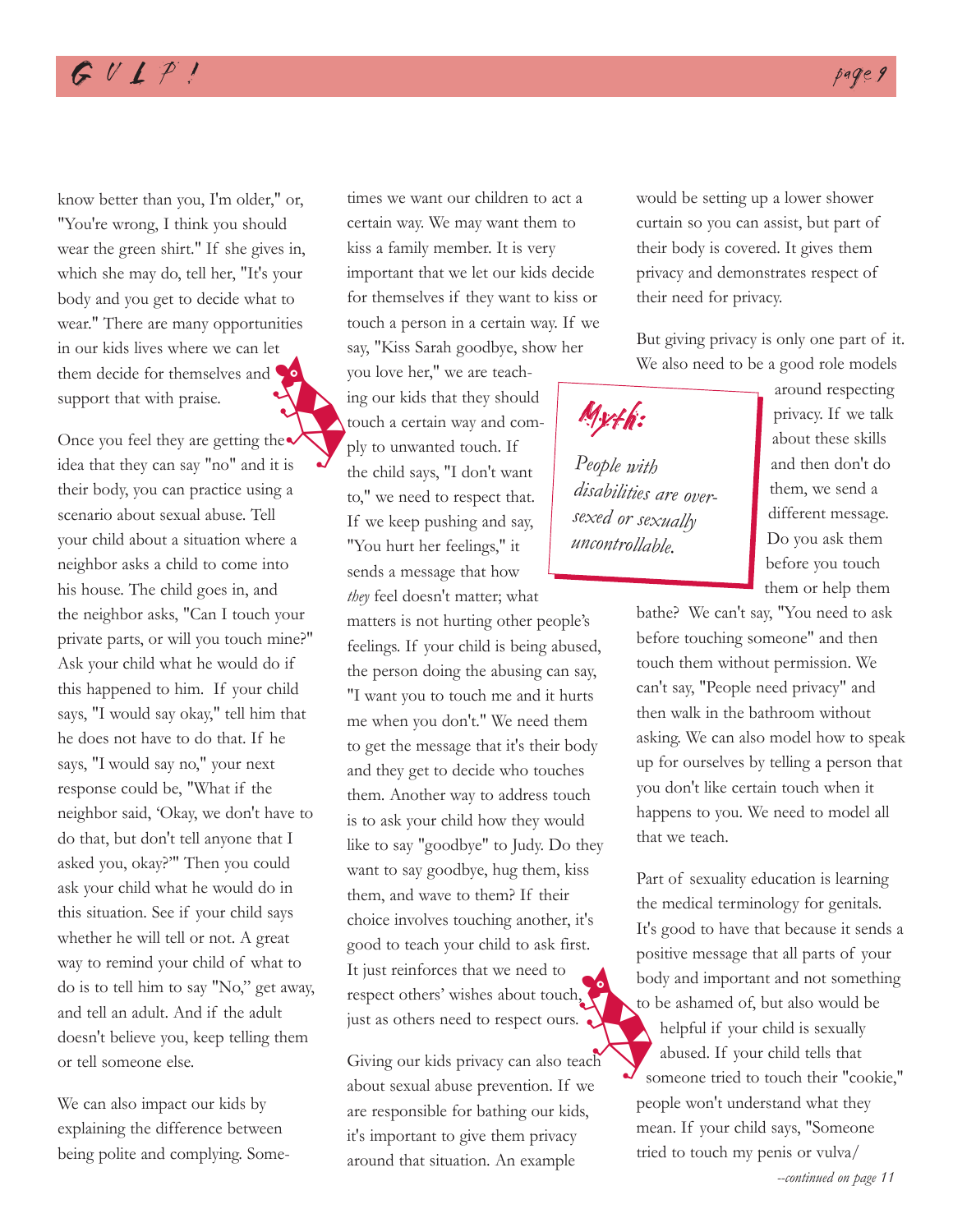know better than you, I'm older," or, "You're wrong, I think you should wear the green shirt." If she gives in, which she may do, tell her, "It's your body and you get to decide what to wear." There are many opportunities in our kids lives where we can let them decide for themselves and support that with praise.

Once you feel they are getting the idea that they can say "no" and it is their body, you can practice using a scenario about sexual abuse. Tell your child about a situation where a neighbor asks a child to come into his house. The child goes in, and the neighbor asks, "Can I touch your private parts, or will you touch mine?" Ask your child what he would do if this happened to him. If your child says, "I would say okay," tell him that he does not have to do that. If he says, "I would say no," your next response could be, "What if the neighbor said, 'Okay, we don't have to do that, but don't tell anyone that I asked you, okay?'" Then you could ask your child what he would do in this situation. See if your child says whether he will tell or not. A great way to remind your child of what to do is to tell him to say "No," get away, and tell an adult. And if the adult doesn't believe you, keep telling them or tell someone else.

We can also impact our kids by explaining the difference between being polite and complying. Sometimes we want our children to act a certain way. We may want them to kiss a family member. It is very important that we let our kids decide for themselves if they want to kiss or touch a person in a certain way. If we say, "Kiss Sarah goodbye, show her you love her," we are teaching our kids that they should touch a certain way and comply to unwanted touch. If the child says, "I don't want to," we need to respect that. If we keep pushing and say, "You hurt her feelings," it sends a message that how *they* feel doesn't matter; what matters is not hurting other people's feelings. If your child is being abused, the person doing the abusing can say, "I want you to touch me and it hurts me when you don't." We need them to get the message that it's their body and they get to decide who touches them. Another way to address touch is to ask your child how they would like to say "goodbye" to Judy. Do they want to say goodbye, hug them, kiss them, and wave to them? If their choice involves touching another, it's good to teach your child to ask first. It just reinforces that we need to respect others' wishes about touch, just as others need to respect ours.

Giving our kids privacy can also teach about sexual abuse prevention. If we are responsible for bathing our kids, it's important to give them privacy around that situation. An example would be setting up a lower shower curtain so you can assist, but part of their body is covered. It gives them privacy and demonstrates respect of their need for privacy.

> **Myth:**
>
> *People with disabilities are oversexed or sexually uncontrollable.*

But giving privacy is only one part of it. We also need to be a good role models around respecting privacy. If we talk about these skills and then don't do them, we send a different message. Do you ask them before you touch them or help them bathe? We can't say, "You need to ask before touching someone" and then touch them without permission. We can't say, "People need privacy" and then walk in the bathroom without asking. We can also model how to speak up for ourselves by telling a person that you don't like certain touch when it happens to you. We need to model all that we teach.

Part of sexuality education is learning the medical terminology for genitals. It's good to have that because it sends a positive message that all parts of your body and important and not something to be ashamed of, but also would be helpful if your child is sexually abused. If your child tells that someone tried to touch their "cookie," people won't understand what they mean. If your child says, "Someone tried to touch my penis or vulva/

*--continued on page 11*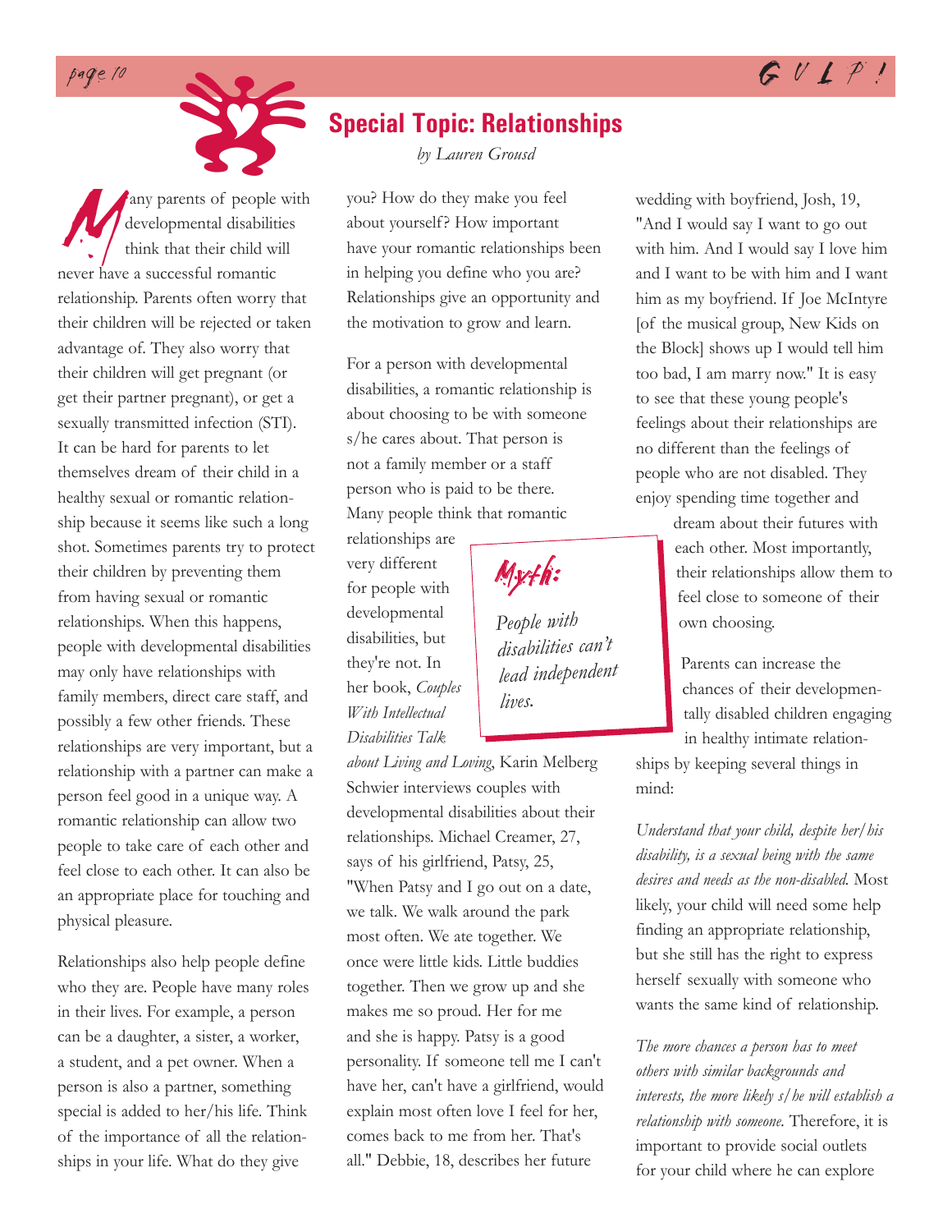## Special Topic: Relationships

*by Lauren Grousd*

Many parents of people with developmental disabilities think that their child will never have a successful romantic relationship. Parents often worry that their children will be rejected or taken advantage of. They also worry that their children will get pregnant (or get their partner pregnant), or get a sexually transmitted infection (STI). It can be hard for parents to let themselves dream of their child in a healthy sexual or romantic relationship because it seems like such a long shot. Sometimes parents try to protect their children by preventing them from having sexual or romantic relationships. When this happens, people with developmental disabilities may only have relationships with family members, direct care staff, and possibly a few other friends. These relationships are very important, but a relationship with a partner can make a person feel good in a unique way. A romantic relationship can allow two people to take care of each other and feel close to each other. It can also be an appropriate place for touching and physical pleasure.

Relationships also help people define who they are. People have many roles in their lives. For example, a person can be a daughter, a sister, a worker, a student, and a pet owner. When a person is also a partner, something special is added to her/his life. Think of the importance of all the relationships in your life. What do they give you? How do they make you feel about yourself? How important have your romantic relationships been in helping you define who you are? Relationships give an opportunity and the motivation to grow and learn.

For a person with developmental disabilities, a romantic relationship is about choosing to be with someone s/he cares about. That person is not a family member or a staff person who is paid to be there. Many people think that romantic relationships are very different for people with developmental disabilities, but they're not. In her book, *Couples With Intellectual Disabilities Talk about Living and Loving*, Karin Melberg Schwier interviews couples with developmental disabilities about their relationships. Michael Creamer, 27, says of his girlfriend, Patsy, 25, "When Patsy and I go out on a date, we talk. We walk around the park most often. We ate together. We once were little kids. Little buddies together. Then we grow up and she makes me so proud. Her for me and she is happy. Patsy is a good personality. If someone tell me I can't have her, can't have a girlfriend, would explain most often love I feel for her, comes back to me from her. That's all." Debbie, 18, describes her future wedding with boyfriend, Josh, 19, "And I would say I want to go out with him. And I would say I love him and I want to be with him and I want him as my boyfriend. If Joe McIntyre [of the musical group, New Kids on the Block] shows up I would tell him too bad, I am marry now." It is easy to see that these young people's feelings about their relationships are no different than the feelings of people who are not disabled. They enjoy spending time together and dream about their futures with each other. Most importantly, their relationships allow them to feel close to someone of their own choosing.

> **Myth:**
>
> *People with disabilities can't lead independent lives.*

Parents can increase the chances of their developmentally disabled children engaging in healthy intimate relationships by keeping several things in mind:

*Understand that your child, despite her/his disability, is a sexual being with the same desires and needs as the non-disabled.* Most likely, your child will need some help finding an appropriate relationship, but she still has the right to express herself sexually with someone who wants the same kind of relationship.

*The more chances a person has to meet others with similar backgrounds and interests, the more likely s/he will establish a relationship with someone.* Therefore, it is important to provide social outlets for your child where he can explore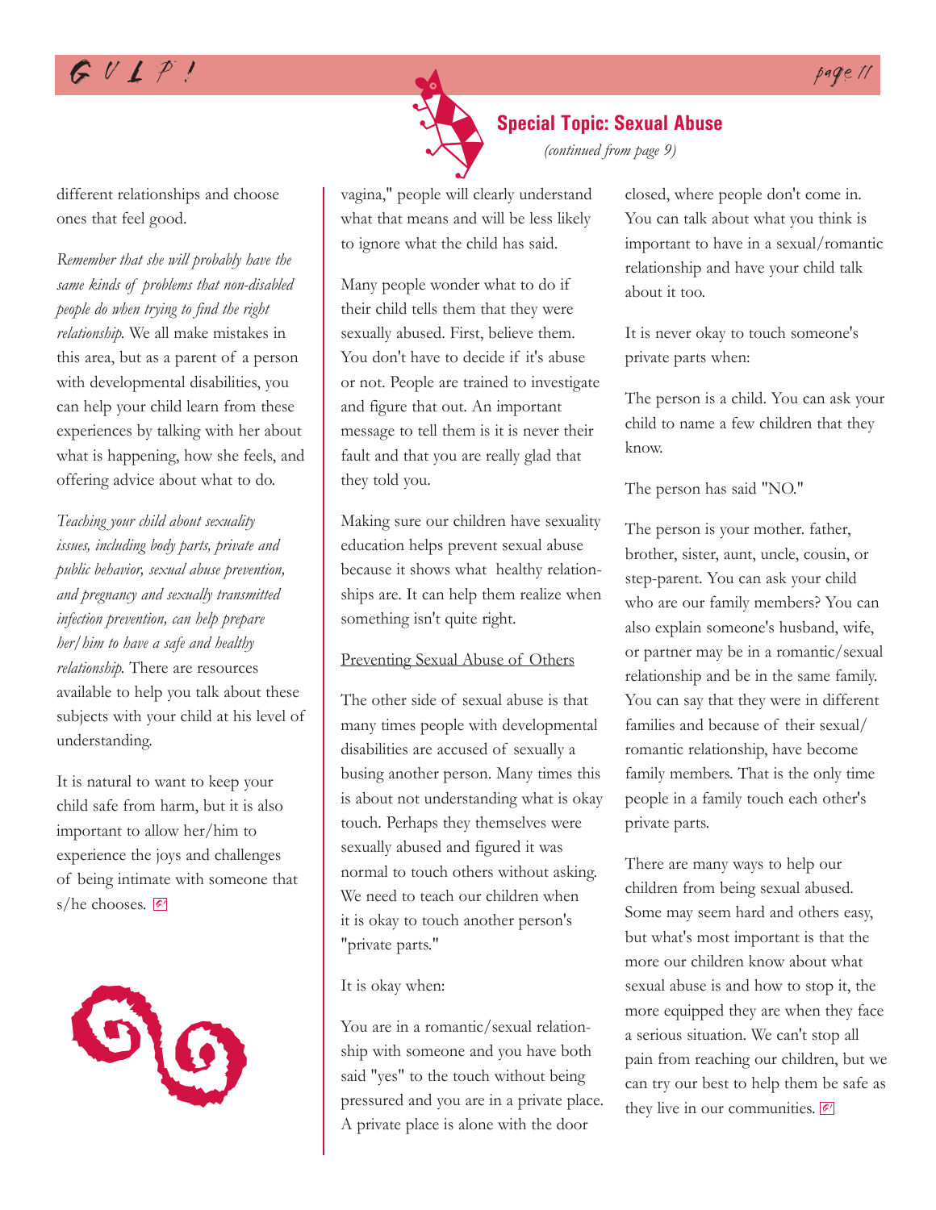## Special Topic: Sexual Abuse

*(continued from page 9)*

different relationships and choose ones that feel good.

*Remember that she will probably have the same kinds of problems that non-disabled people do when trying to find the right relationship.* We all make mistakes in this area, but as a parent of a person with developmental disabilities, you can help your child learn from these experiences by talking with her about what is happening, how she feels, and offering advice about what to do.

*Teaching your child about sexuality issues, including body parts, private and public behavior, sexual abuse prevention, and pregnancy and sexually transmitted infection prevention, can help prepare her/him to have a safe and healthy relationship.* There are resources available to help you talk about these subjects with your child at his level of understanding.

It is natural to want to keep your child safe from harm, but it is also important to allow her/him to experience the joys and challenges of being intimate with someone that s/he chooses.

vagina," people will clearly understand what that means and will be less likely to ignore what the child has said.

Many people wonder what to do if their child tells them that they were sexually abused. First, believe them. You don't have to decide if it's abuse or not. People are trained to investigate and figure that out. An important message to tell them is it is never their fault and that you are really glad that they told you.

Making sure our children have sexuality education helps prevent sexual abuse because it shows what healthy relationships are. It can help them realize when something isn't quite right.

Preventing Sexual Abuse of Others

The other side of sexual abuse is that many times people with developmental disabilities are accused of sexually a busing another person. Many times this is about not understanding what is okay touch. Perhaps they themselves were sexually abused and figured it was normal to touch others without asking. We need to teach our children when it is okay to touch another person's "private parts."

It is okay when:

You are in a romantic/sexual relationship with someone and you have both said "yes" to the touch without being pressured and you are in a private place. A private place is alone with the door closed, where people don't come in. You can talk about what you think is important to have in a sexual/romantic relationship and have your child talk about it too.

It is never okay to touch someone's private parts when:

The person is a child. You can ask your child to name a few children that they know.

The person has said "NO."

The person is your mother. father, brother, sister, aunt, uncle, cousin, or step-parent. You can ask your child who are our family members? You can also explain someone's husband, wife, or partner may be in a romantic/sexual relationship and be in the same family. You can say that they were in different families and because of their sexual/romantic relationship, have become family members. That is the only time people in a family touch each other's private parts.

There are many ways to help our children from being sexual abused. Some may seem hard and others easy, but what's most important is that the more our children know about what sexual abuse is and how to stop it, the more equipped they are when they face a serious situation. We can't stop all pain from reaching our children, but we can try our best to help them be safe as they live in our communities.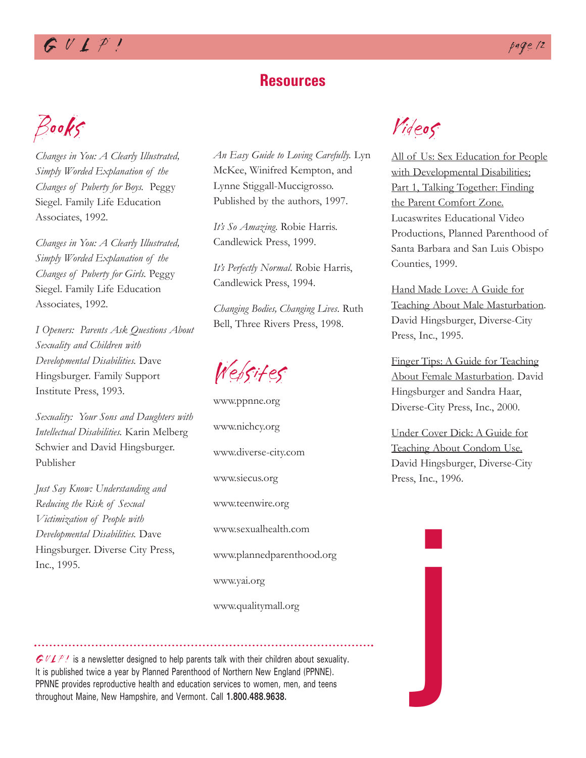## Resources

### Books

*Changes in You: A Clearly Illustrated, Simply Worded Explanation of the Changes of Puberty for Boys.* Peggy Siegel. Family Life Education Associates, 1992.

*Changes in You: A Clearly Illustrated, Simply Worded Explanation of the Changes of Puberty for Girls.* Peggy Siegel. Family Life Education Associates, 1992.

*I Openers: Parents Ask Questions About Sexuality and Children with Developmental Disabilities.* Dave Hingsburger. Family Support Institute Press, 1993.

*Sexuality: Your Sons and Daughters with Intellectual Disabilities.* Karin Melberg Schwier and David Hingsburger. Publisher

*Just Say Know: Understanding and Reducing the Risk of Sexual Victimization of People with Developmental Disabilities.* Dave Hingsburger. Diverse City Press, Inc., 1995.

*An Easy Guide to Loving Carefully.* Lyn McKee, Winifred Kempton, and Lynne Stiggall-Muccigrosso. Published by the authors, 1997.

*It's So Amazing.* Robie Harris. Candlewick Press, 1999.

*It's Perfectly Normal.* Robie Harris, Candlewick Press, 1994.

*Changing Bodies, Changing Lives.* Ruth Bell, Three Rivers Press, 1998.

### Websites

www.ppnne.org

www.nichcy.org

www.diverse-city.com

www.siecus.org

www.teenwire.org

www.sexualhealth.com

www.plannedparenthood.org

www.yai.org

www.qualitymall.org

### Videos

All of Us: Sex Education for People with Developmental Disabilities; Part 1, Talking Together: Finding the Parent Comfort Zone. Lucaswrites Educational Video Productions, Planned Parenthood of Santa Barbara and San Luis Obispo Counties, 1999.

Hand Made Love: A Guide for Teaching About Male Masturbation. David Hingsburger, Diverse-City Press, Inc., 1995.

Finger Tips: A Guide for Teaching About Female Masturbation. David Hingsburger and Sandra Haar, Diverse-City Press, Inc., 2000.

Under Cover Dick: A Guide for Teaching About Condom Use. David Hingsburger, Diverse-City Press, Inc., 1996.

---

*GULP!* is a newsletter designed to help parents talk with their children about sexuality. It is published twice a year by Planned Parenthood of Northern New England (PPNNE). PPNNE provides reproductive health and education services to women, men, and teens throughout Maine, New Hampshire, and Vermont. Call **1.800.488.9638.**